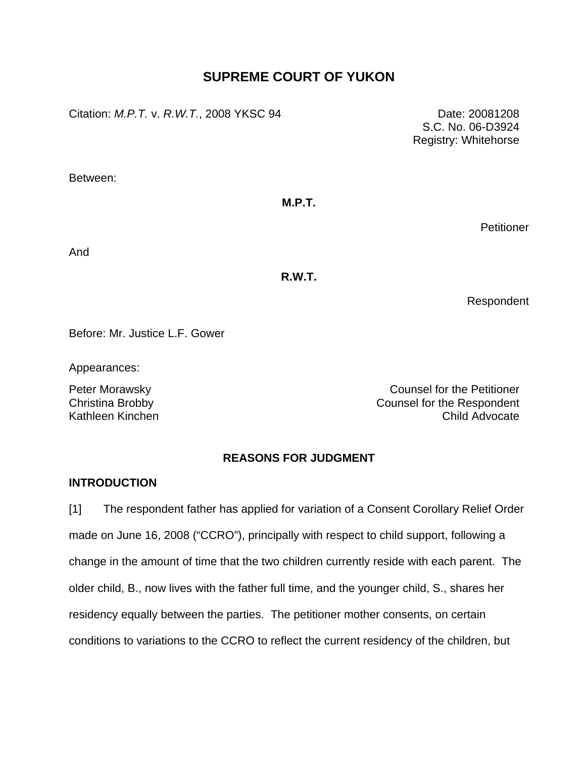# SUPREME COURT OF YUKON

Citation: *M.P.T.* v. *R.W.T.*, 2008 YKSC 94

Date: 20081208
S.C. No. 06-D3924
Registry: Whitehorse

Between:

**M.P.T.**

Petitioner

And

**R.W.T.**

Respondent

Before: Mr. Justice L.F. Gower

Appearances:

Peter Morawsky — Counsel for the Petitioner
Christina Brobby — Counsel for the Respondent
Kathleen Kinchen — Child Advocate

## REASONS FOR JUDGMENT

### INTRODUCTION

[1] The respondent father has applied for variation of a Consent Corollary Relief Order made on June 16, 2008 ("CCRO"), principally with respect to child support, following a change in the amount of time that the two children currently reside with each parent. The older child, B., now lives with the father full time, and the younger child, S., shares her residency equally between the parties. The petitioner mother consents, on certain conditions to variations to the CCRO to reflect the current residency of the children, but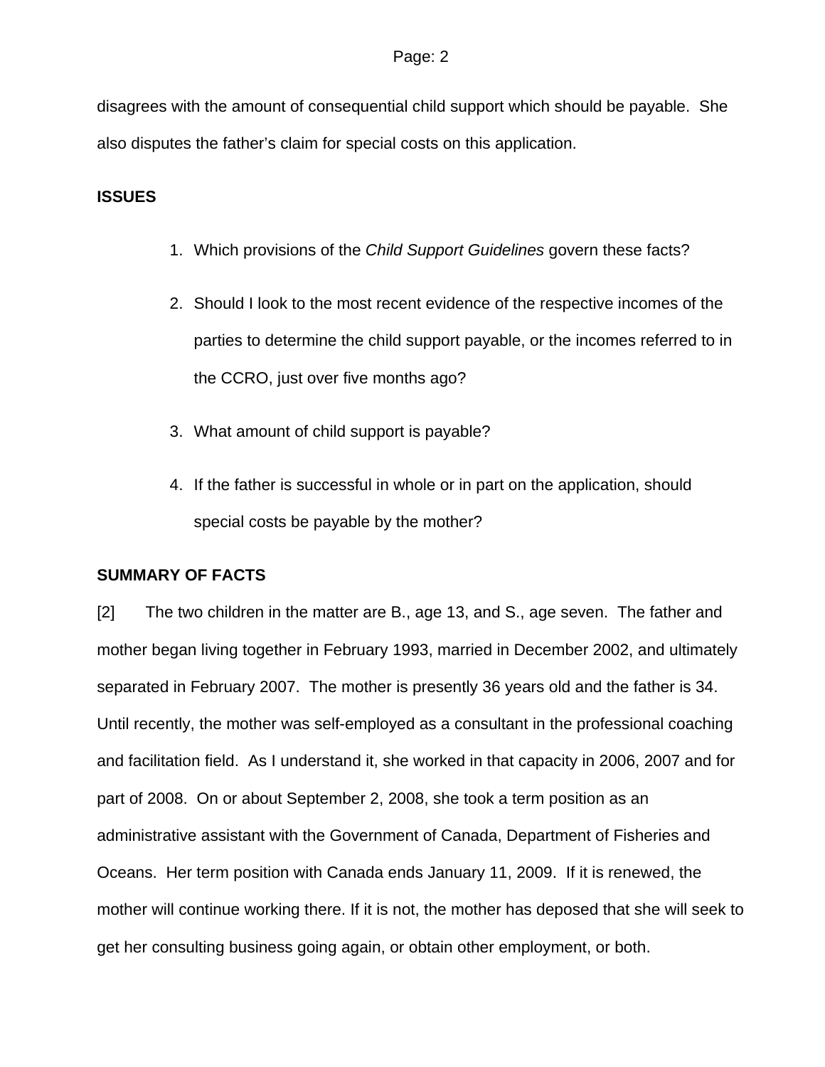disagrees with the amount of consequential child support which should be payable. She also disputes the father's claim for special costs on this application.

**ISSUES**

1. Which provisions of the *Child Support Guidelines* govern these facts?

2. Should I look to the most recent evidence of the respective incomes of the parties to determine the child support payable, or the incomes referred to in the CCRO, just over five months ago?

3. What amount of child support is payable?

4. If the father is successful in whole or in part on the application, should special costs be payable by the mother?

**SUMMARY OF FACTS**

[2] The two children in the matter are B., age 13, and S., age seven. The father and mother began living together in February 1993, married in December 2002, and ultimately separated in February 2007. The mother is presently 36 years old and the father is 34. Until recently, the mother was self-employed as a consultant in the professional coaching and facilitation field. As I understand it, she worked in that capacity in 2006, 2007 and for part of 2008. On or about September 2, 2008, she took a term position as an administrative assistant with the Government of Canada, Department of Fisheries and Oceans. Her term position with Canada ends January 11, 2009. If it is renewed, the mother will continue working there. If it is not, the mother has deposed that she will seek to get her consulting business going again, or obtain other employment, or both.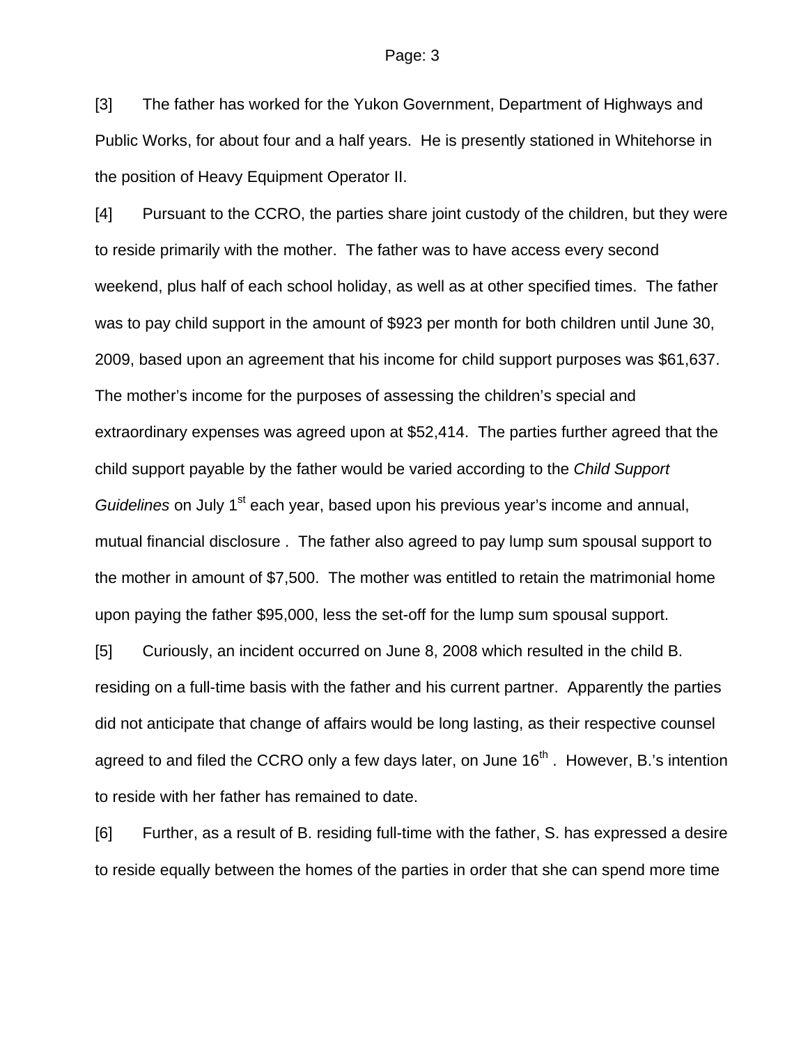[3] The father has worked for the Yukon Government, Department of Highways and Public Works, for about four and a half years. He is presently stationed in Whitehorse in the position of Heavy Equipment Operator II.

[4] Pursuant to the CCRO, the parties share joint custody of the children, but they were to reside primarily with the mother. The father was to have access every second weekend, plus half of each school holiday, as well as at other specified times. The father was to pay child support in the amount of $923 per month for both children until June 30, 2009, based upon an agreement that his income for child support purposes was $61,637. The mother's income for the purposes of assessing the children's special and extraordinary expenses was agreed upon at $52,414. The parties further agreed that the child support payable by the father would be varied according to the *Child Support Guidelines* on July 1st each year, based upon his previous year's income and annual, mutual financial disclosure . The father also agreed to pay lump sum spousal support to the mother in amount of $7,500. The mother was entitled to retain the matrimonial home upon paying the father $95,000, less the set-off for the lump sum spousal support.

[5] Curiously, an incident occurred on June 8, 2008 which resulted in the child B. residing on a full-time basis with the father and his current partner. Apparently the parties did not anticipate that change of affairs would be long lasting, as their respective counsel agreed to and filed the CCRO only a few days later, on June 16th . However, B.'s intention to reside with her father has remained to date.

[6] Further, as a result of B. residing full-time with the father, S. has expressed a desire to reside equally between the homes of the parties in order that she can spend more time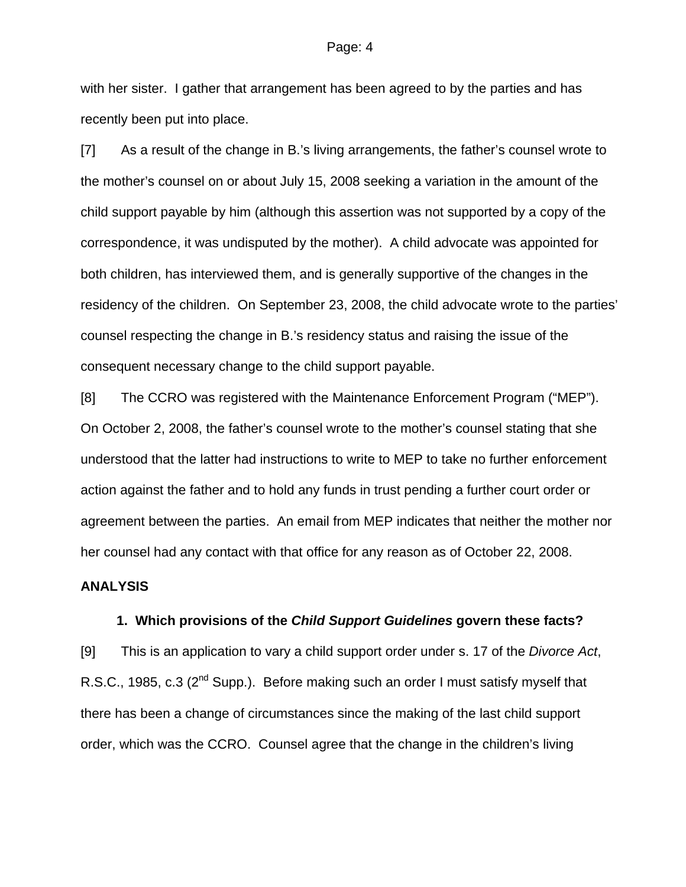with her sister. I gather that arrangement has been agreed to by the parties and has recently been put into place.

[7] As a result of the change in B.'s living arrangements, the father's counsel wrote to the mother's counsel on or about July 15, 2008 seeking a variation in the amount of the child support payable by him (although this assertion was not supported by a copy of the correspondence, it was undisputed by the mother). A child advocate was appointed for both children, has interviewed them, and is generally supportive of the changes in the residency of the children. On September 23, 2008, the child advocate wrote to the parties' counsel respecting the change in B.'s residency status and raising the issue of the consequent necessary change to the child support payable.

[8] The CCRO was registered with the Maintenance Enforcement Program ("MEP"). On October 2, 2008, the father's counsel wrote to the mother's counsel stating that she understood that the latter had instructions to write to MEP to take no further enforcement action against the father and to hold any funds in trust pending a further court order or agreement between the parties. An email from MEP indicates that neither the mother nor her counsel had any contact with that office for any reason as of October 22, 2008.

## ANALYSIS

### 1. Which provisions of the *Child Support Guidelines* govern these facts?

[9] This is an application to vary a child support order under s. 17 of the *Divorce Act*, R.S.C., 1985, c.3 (2nd Supp.). Before making such an order I must satisfy myself that there has been a change of circumstances since the making of the last child support order, which was the CCRO. Counsel agree that the change in the children's living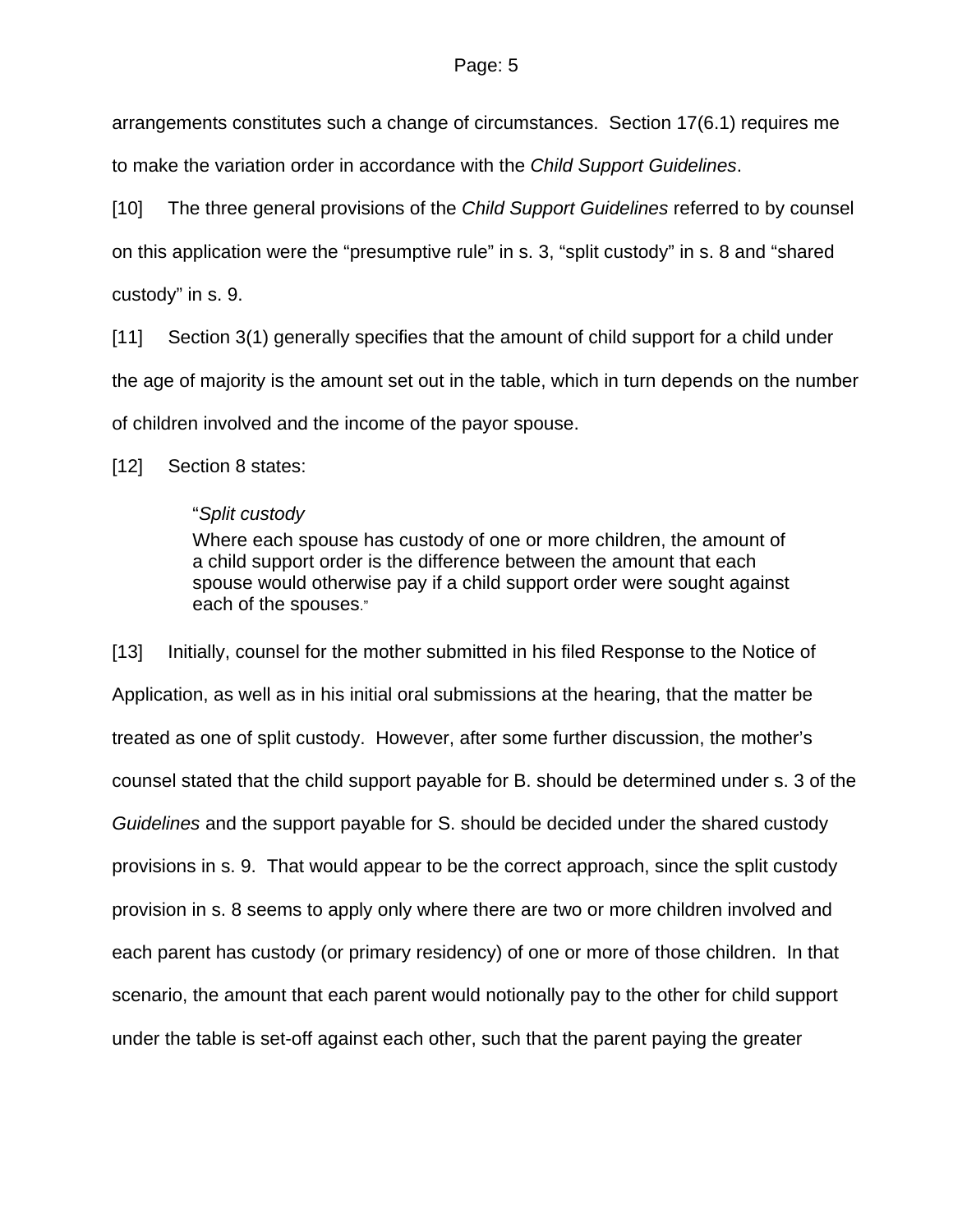arrangements constitutes such a change of circumstances. Section 17(6.1) requires me to make the variation order in accordance with the *Child Support Guidelines*.

[10] The three general provisions of the *Child Support Guidelines* referred to by counsel on this application were the "presumptive rule" in s. 3, "split custody" in s. 8 and "shared custody" in s. 9.

[11] Section 3(1) generally specifies that the amount of child support for a child under the age of majority is the amount set out in the table, which in turn depends on the number of children involved and the income of the payor spouse.

[12] Section 8 states:

> "*Split custody*
> Where each spouse has custody of one or more children, the amount of a child support order is the difference between the amount that each spouse would otherwise pay if a child support order were sought against each of the spouses."

[13] Initially, counsel for the mother submitted in his filed Response to the Notice of Application, as well as in his initial oral submissions at the hearing, that the matter be treated as one of split custody. However, after some further discussion, the mother's counsel stated that the child support payable for B. should be determined under s. 3 of the *Guidelines* and the support payable for S. should be decided under the shared custody provisions in s. 9. That would appear to be the correct approach, since the split custody provision in s. 8 seems to apply only where there are two or more children involved and each parent has custody (or primary residency) of one or more of those children. In that scenario, the amount that each parent would notionally pay to the other for child support under the table is set-off against each other, such that the parent paying the greater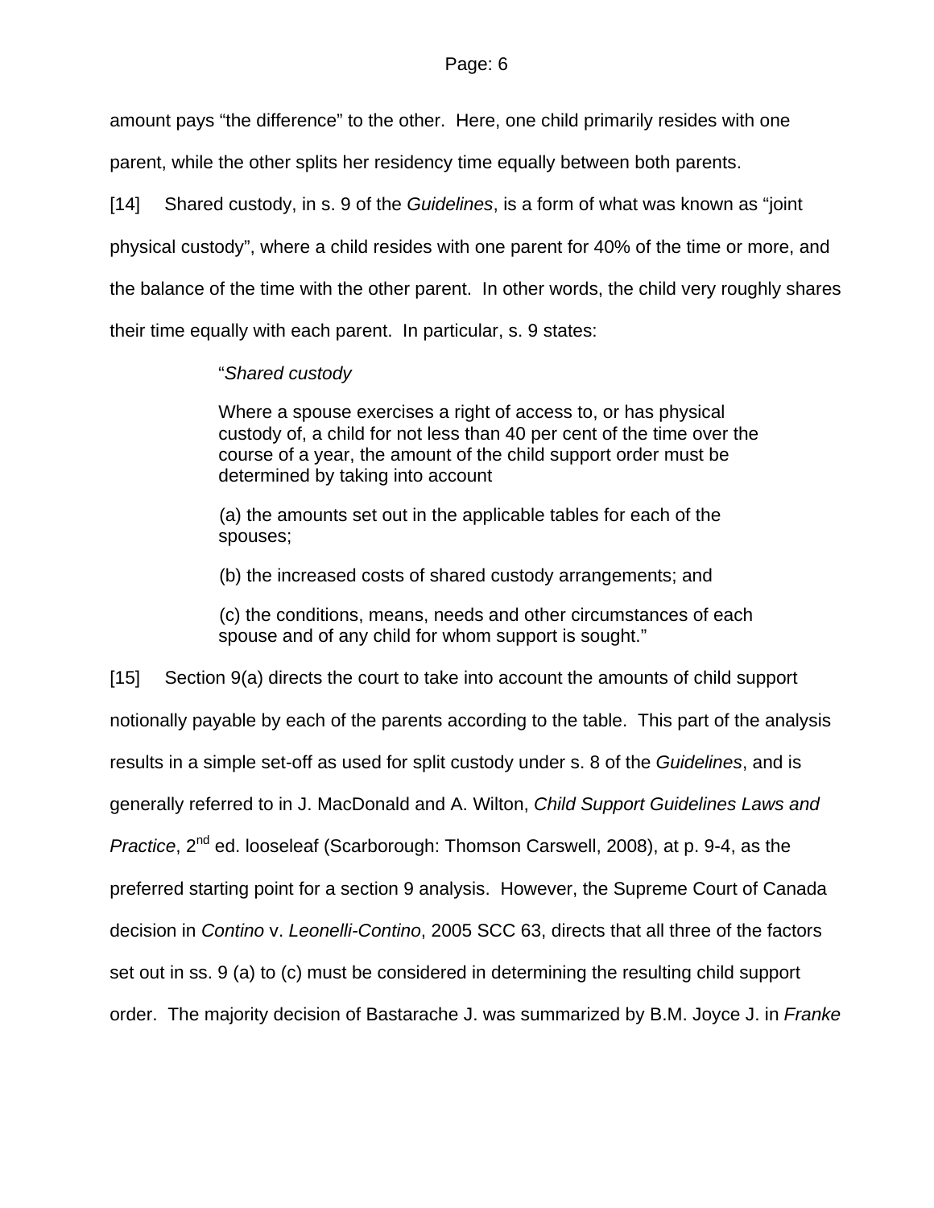amount pays "the difference" to the other. Here, one child primarily resides with one parent, while the other splits her residency time equally between both parents.

[14] Shared custody, in s. 9 of the *Guidelines*, is a form of what was known as "joint physical custody", where a child resides with one parent for 40% of the time or more, and the balance of the time with the other parent. In other words, the child very roughly shares their time equally with each parent. In particular, s. 9 states:

> "*Shared custody*
>
> Where a spouse exercises a right of access to, or has physical custody of, a child for not less than 40 per cent of the time over the course of a year, the amount of the child support order must be determined by taking into account
>
> (a) the amounts set out in the applicable tables for each of the spouses;
>
> (b) the increased costs of shared custody arrangements; and
>
> (c) the conditions, means, needs and other circumstances of each spouse and of any child for whom support is sought."

[15] Section 9(a) directs the court to take into account the amounts of child support notionally payable by each of the parents according to the table. This part of the analysis results in a simple set-off as used for split custody under s. 8 of the *Guidelines*, and is generally referred to in J. MacDonald and A. Wilton, *Child Support Guidelines Laws and Practice*, 2nd ed. looseleaf (Scarborough: Thomson Carswell, 2008), at p. 9-4, as the preferred starting point for a section 9 analysis. However, the Supreme Court of Canada decision in *Contino* v. *Leonelli-Contino*, 2005 SCC 63, directs that all three of the factors set out in ss. 9 (a) to (c) must be considered in determining the resulting child support order. The majority decision of Bastarache J. was summarized by B.M. Joyce J. in *Franke*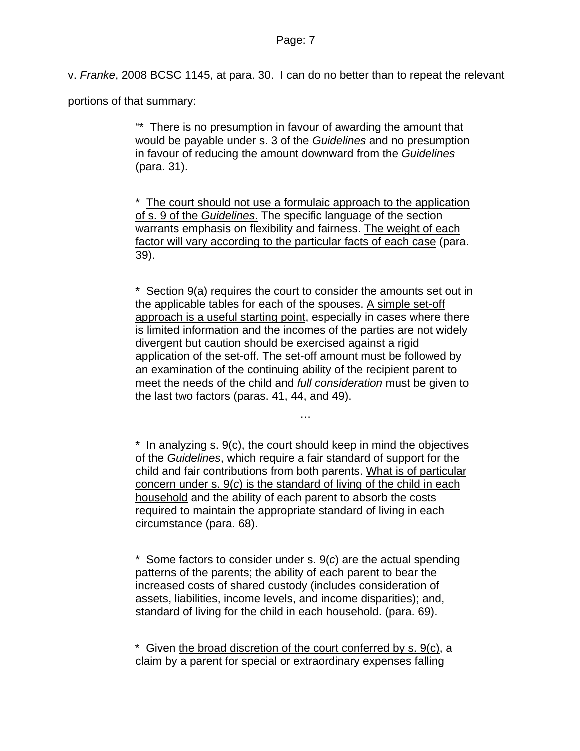v. *Franke*, 2008 BCSC 1145, at para. 30. I can do no better than to repeat the relevant portions of that summary:

> "* There is no presumption in favour of awarding the amount that would be payable under s. 3 of the *Guidelines* and no presumption in favour of reducing the amount downward from the *Guidelines* (para. 31).
>
> * <u>The court should not use a formulaic approach to the application of s. 9 of the *Guidelines*.</u> The specific language of the section warrants emphasis on flexibility and fairness. <u>The weight of each factor will vary according to the particular facts of each case</u> (para. 39).
>
> * Section 9(a) requires the court to consider the amounts set out in the applicable tables for each of the spouses. <u>A simple set-off approach is a useful starting point</u>, especially in cases where there is limited information and the incomes of the parties are not widely divergent but caution should be exercised against a rigid application of the set-off. The set-off amount must be followed by an examination of the continuing ability of the recipient parent to meet the needs of the child and *full consideration* must be given to the last two factors (paras. 41, 44, and 49).
>
> …
>
> * In analyzing s. 9(c), the court should keep in mind the objectives of the *Guidelines*, which require a fair standard of support for the child and fair contributions from both parents. <u>What is of particular concern under s. 9(*c*) is the standard of living of the child in each household</u> and the ability of each parent to absorb the costs required to maintain the appropriate standard of living in each circumstance (para. 68).
>
> * Some factors to consider under s. 9(*c*) are the actual spending patterns of the parents; the ability of each parent to bear the increased costs of shared custody (includes consideration of assets, liabilities, income levels, and income disparities); and, standard of living for the child in each household. (para. 69).
>
> * Given <u>the broad discretion of the court conferred by s. 9(c)</u>, a claim by a parent for special or extraordinary expenses falling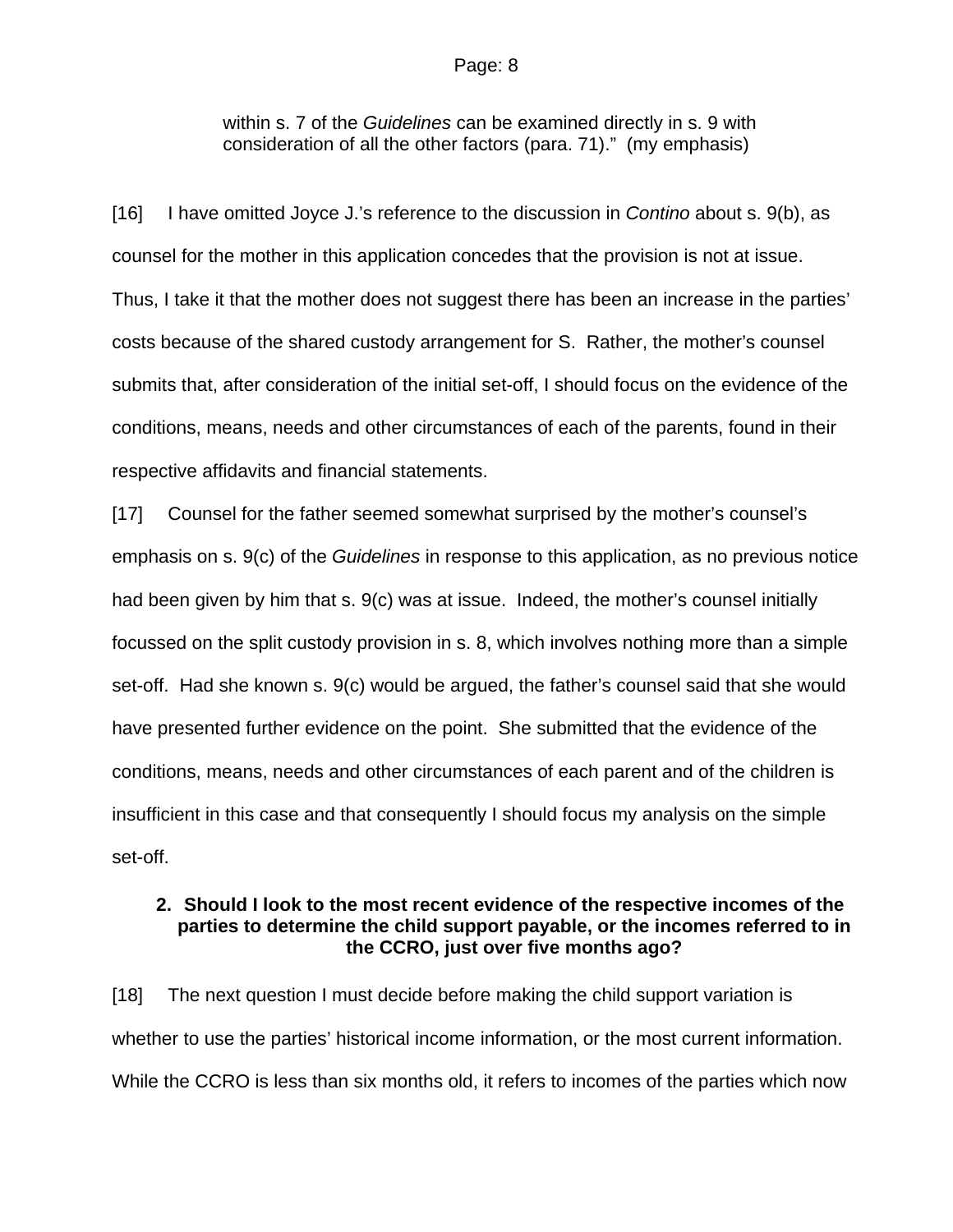within s. 7 of the *Guidelines* can be examined directly in s. 9 with consideration of all the other factors (para. 71)." (my emphasis)

[16] I have omitted Joyce J.'s reference to the discussion in *Contino* about s. 9(b), as counsel for the mother in this application concedes that the provision is not at issue. Thus, I take it that the mother does not suggest there has been an increase in the parties' costs because of the shared custody arrangement for S. Rather, the mother's counsel submits that, after consideration of the initial set-off, I should focus on the evidence of the conditions, means, needs and other circumstances of each of the parents, found in their respective affidavits and financial statements.

[17] Counsel for the father seemed somewhat surprised by the mother's counsel's emphasis on s. 9(c) of the *Guidelines* in response to this application, as no previous notice had been given by him that s. 9(c) was at issue. Indeed, the mother's counsel initially focussed on the split custody provision in s. 8, which involves nothing more than a simple set-off. Had she known s. 9(c) would be argued, the father's counsel said that she would have presented further evidence on the point. She submitted that the evidence of the conditions, means, needs and other circumstances of each parent and of the children is insufficient in this case and that consequently I should focus my analysis on the simple set-off.

**2. Should I look to the most recent evidence of the respective incomes of the parties to determine the child support payable, or the incomes referred to in the CCRO, just over five months ago?**

[18] The next question I must decide before making the child support variation is whether to use the parties' historical income information, or the most current information. While the CCRO is less than six months old, it refers to incomes of the parties which now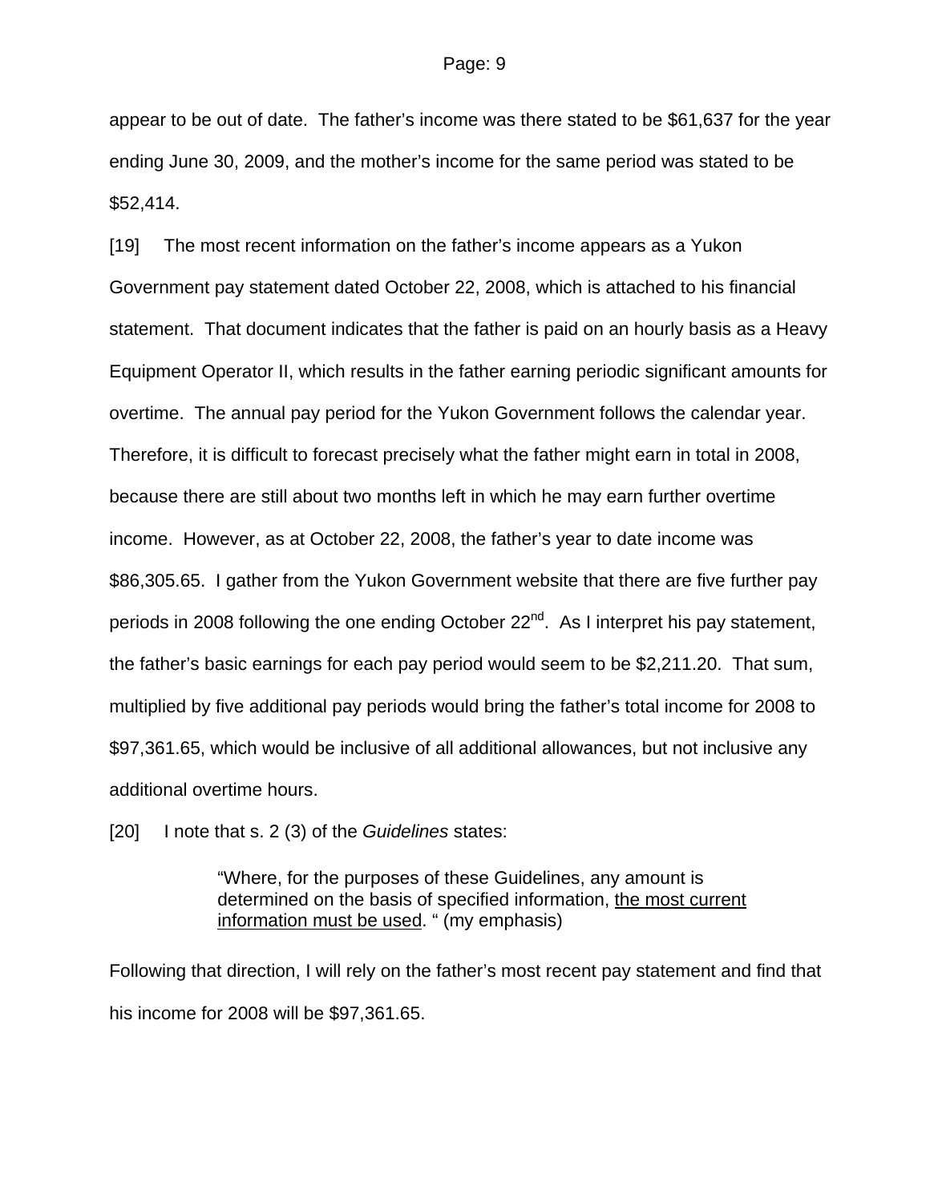appear to be out of date. The father's income was there stated to be $61,637 for the year ending June 30, 2009, and the mother's income for the same period was stated to be $52,414.

[19] The most recent information on the father's income appears as a Yukon Government pay statement dated October 22, 2008, which is attached to his financial statement. That document indicates that the father is paid on an hourly basis as a Heavy Equipment Operator II, which results in the father earning periodic significant amounts for overtime. The annual pay period for the Yukon Government follows the calendar year. Therefore, it is difficult to forecast precisely what the father might earn in total in 2008, because there are still about two months left in which he may earn further overtime income. However, as at October 22, 2008, the father's year to date income was $86,305.65. I gather from the Yukon Government website that there are five further pay periods in 2008 following the one ending October 22nd. As I interpret his pay statement, the father's basic earnings for each pay period would seem to be $2,211.20. That sum, multiplied by five additional pay periods would bring the father's total income for 2008 to $97,361.65, which would be inclusive of all additional allowances, but not inclusive any additional overtime hours.

[20] I note that s. 2 (3) of the *Guidelines* states:

> "Where, for the purposes of these Guidelines, any amount is determined on the basis of specified information, <u>the most current information must be used</u>. " (my emphasis)

Following that direction, I will rely on the father's most recent pay statement and find that his income for 2008 will be $97,361.65.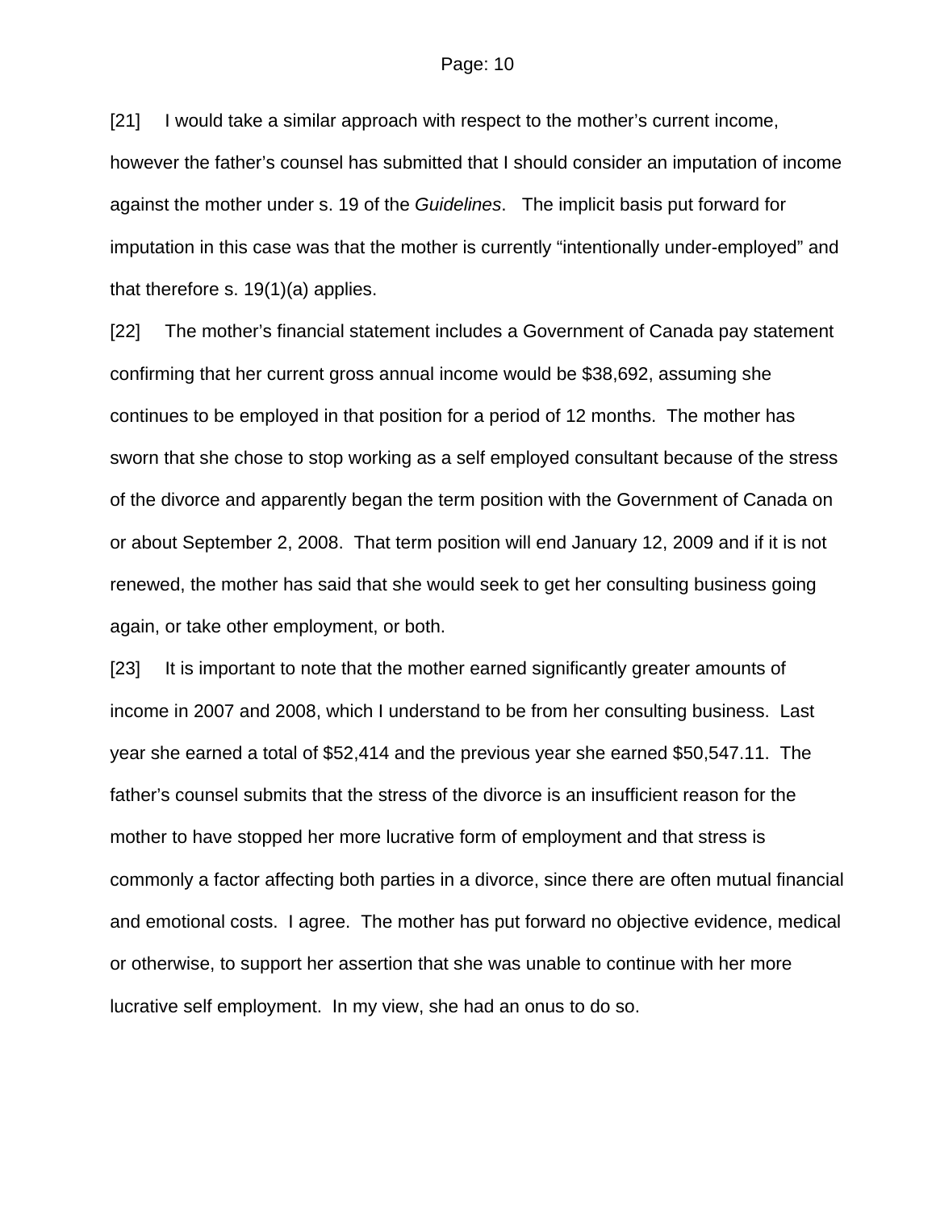[21] I would take a similar approach with respect to the mother's current income, however the father's counsel has submitted that I should consider an imputation of income against the mother under s. 19 of the *Guidelines*. The implicit basis put forward for imputation in this case was that the mother is currently "intentionally under-employed" and that therefore s. 19(1)(a) applies.

[22] The mother's financial statement includes a Government of Canada pay statement confirming that her current gross annual income would be $38,692, assuming she continues to be employed in that position for a period of 12 months. The mother has sworn that she chose to stop working as a self employed consultant because of the stress of the divorce and apparently began the term position with the Government of Canada on or about September 2, 2008. That term position will end January 12, 2009 and if it is not renewed, the mother has said that she would seek to get her consulting business going again, or take other employment, or both.

[23] It is important to note that the mother earned significantly greater amounts of income in 2007 and 2008, which I understand to be from her consulting business. Last year she earned a total of $52,414 and the previous year she earned $50,547.11. The father's counsel submits that the stress of the divorce is an insufficient reason for the mother to have stopped her more lucrative form of employment and that stress is commonly a factor affecting both parties in a divorce, since there are often mutual financial and emotional costs. I agree. The mother has put forward no objective evidence, medical or otherwise, to support her assertion that she was unable to continue with her more lucrative self employment. In my view, she had an onus to do so.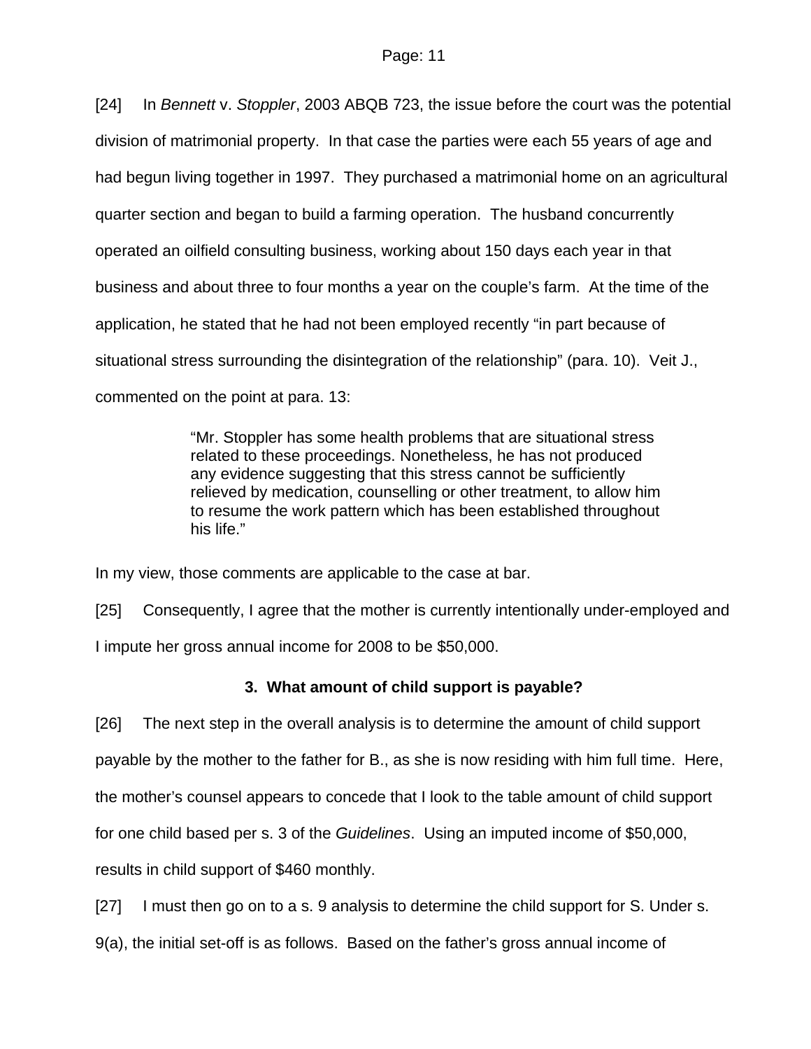[24] In *Bennett* v. *Stoppler*, 2003 ABQB 723, the issue before the court was the potential division of matrimonial property. In that case the parties were each 55 years of age and had begun living together in 1997. They purchased a matrimonial home on an agricultural quarter section and began to build a farming operation. The husband concurrently operated an oilfield consulting business, working about 150 days each year in that business and about three to four months a year on the couple's farm. At the time of the application, he stated that he had not been employed recently "in part because of situational stress surrounding the disintegration of the relationship" (para. 10). Veit J., commented on the point at para. 13:

> "Mr. Stoppler has some health problems that are situational stress related to these proceedings. Nonetheless, he has not produced any evidence suggesting that this stress cannot be sufficiently relieved by medication, counselling or other treatment, to allow him to resume the work pattern which has been established throughout his life."

In my view, those comments are applicable to the case at bar.

[25] Consequently, I agree that the mother is currently intentionally under-employed and I impute her gross annual income for 2008 to be $50,000.

### 3. What amount of child support is payable?

[26] The next step in the overall analysis is to determine the amount of child support payable by the mother to the father for B., as she is now residing with him full time. Here, the mother's counsel appears to concede that I look to the table amount of child support for one child based per s. 3 of the *Guidelines*. Using an imputed income of $50,000, results in child support of $460 monthly.

[27] I must then go on to a s. 9 analysis to determine the child support for S. Under s. 9(a), the initial set-off is as follows. Based on the father's gross annual income of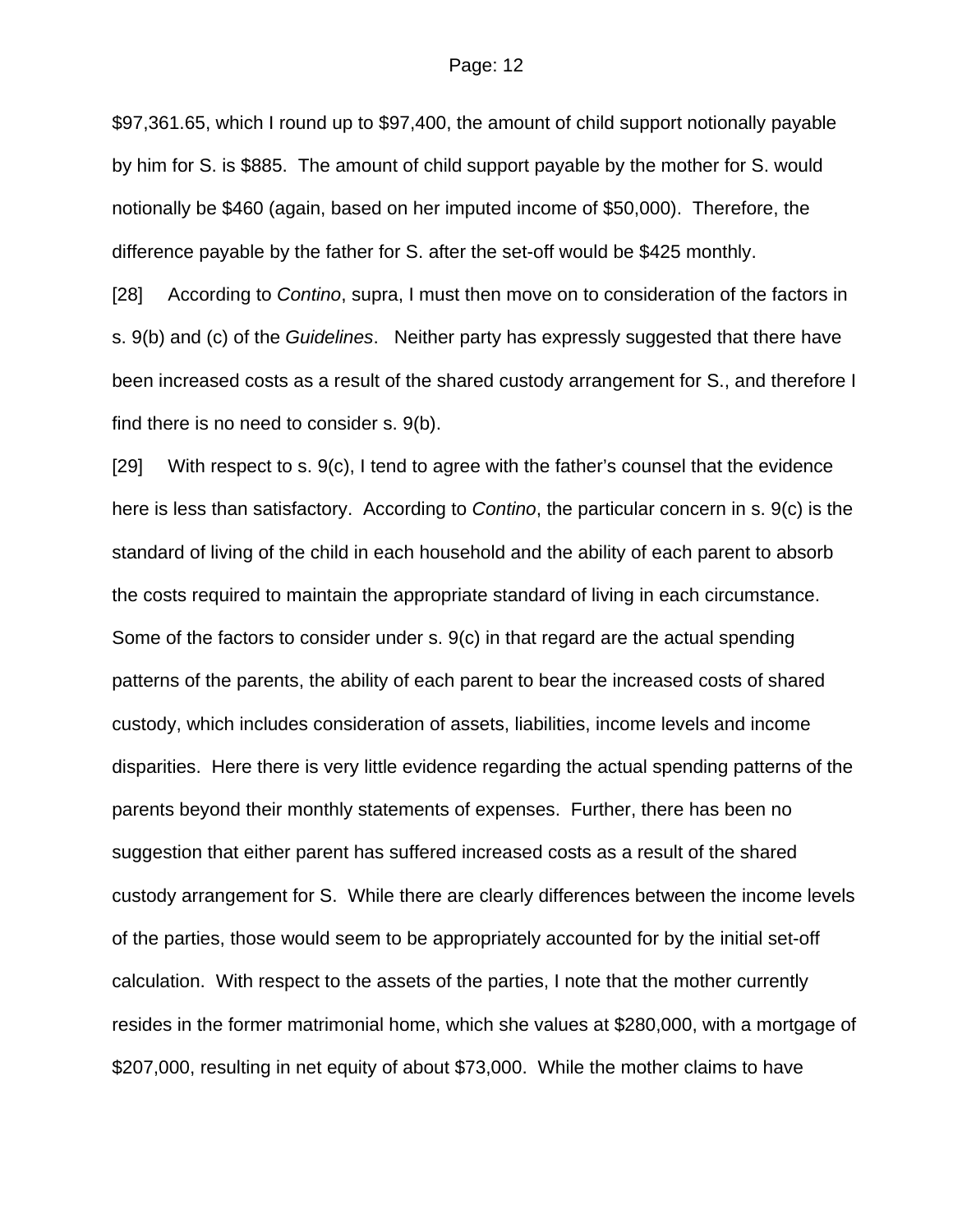$97,361.65, which I round up to $97,400, the amount of child support notionally payable by him for S. is $885. The amount of child support payable by the mother for S. would notionally be $460 (again, based on her imputed income of $50,000). Therefore, the difference payable by the father for S. after the set-off would be $425 monthly.

[28] According to *Contino*, supra, I must then move on to consideration of the factors in s. 9(b) and (c) of the *Guidelines*. Neither party has expressly suggested that there have been increased costs as a result of the shared custody arrangement for S., and therefore I find there is no need to consider s. 9(b).

[29] With respect to s. 9(c), I tend to agree with the father's counsel that the evidence here is less than satisfactory. According to *Contino*, the particular concern in s. 9(c) is the standard of living of the child in each household and the ability of each parent to absorb the costs required to maintain the appropriate standard of living in each circumstance. Some of the factors to consider under s. 9(c) in that regard are the actual spending patterns of the parents, the ability of each parent to bear the increased costs of shared custody, which includes consideration of assets, liabilities, income levels and income disparities. Here there is very little evidence regarding the actual spending patterns of the parents beyond their monthly statements of expenses. Further, there has been no suggestion that either parent has suffered increased costs as a result of the shared custody arrangement for S. While there are clearly differences between the income levels of the parties, those would seem to be appropriately accounted for by the initial set-off calculation. With respect to the assets of the parties, I note that the mother currently resides in the former matrimonial home, which she values at $280,000, with a mortgage of $207,000, resulting in net equity of about $73,000. While the mother claims to have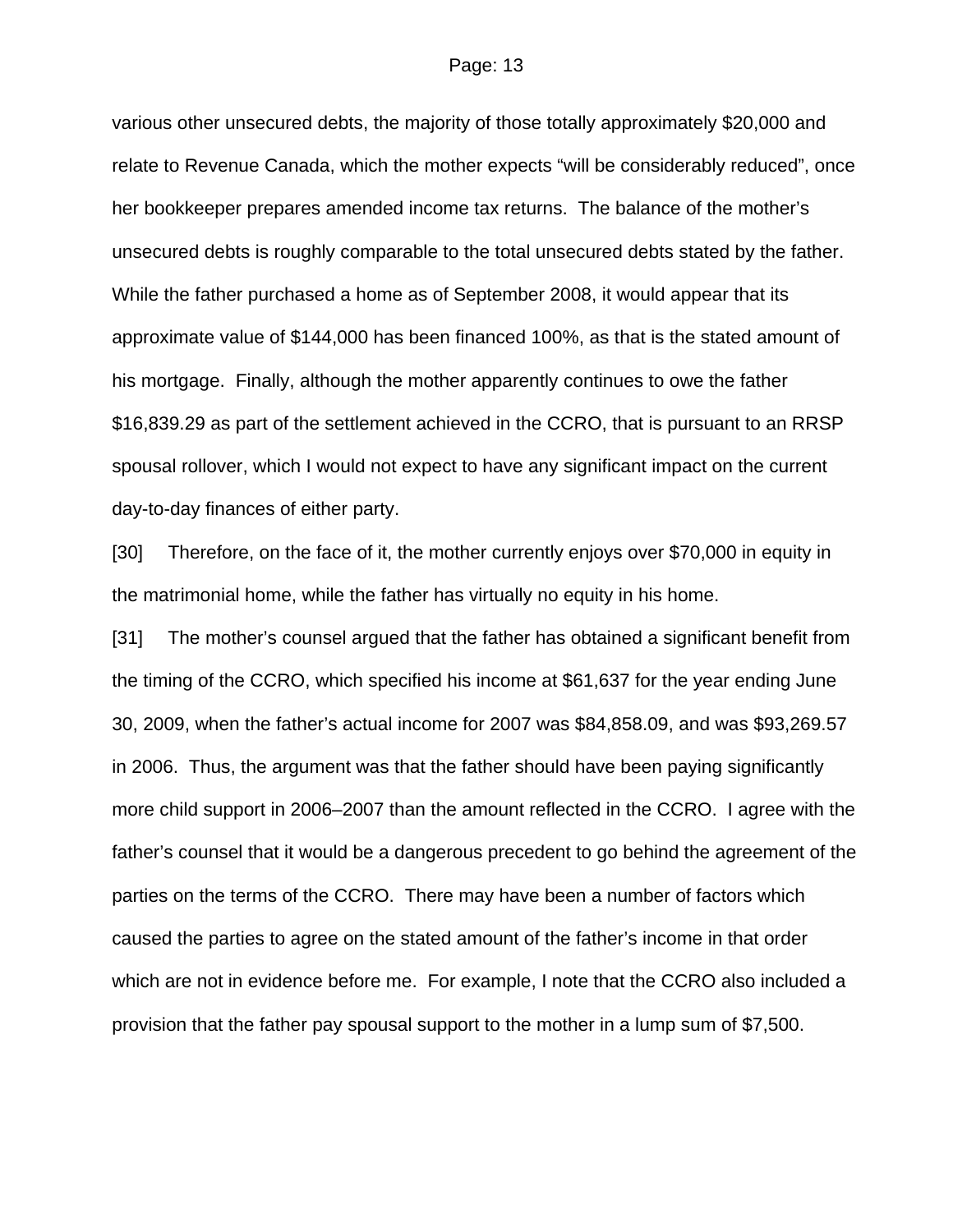various other unsecured debts, the majority of those totally approximately $20,000 and relate to Revenue Canada, which the mother expects "will be considerably reduced", once her bookkeeper prepares amended income tax returns. The balance of the mother's unsecured debts is roughly comparable to the total unsecured debts stated by the father. While the father purchased a home as of September 2008, it would appear that its approximate value of $144,000 has been financed 100%, as that is the stated amount of his mortgage. Finally, although the mother apparently continues to owe the father $16,839.29 as part of the settlement achieved in the CCRO, that is pursuant to an RRSP spousal rollover, which I would not expect to have any significant impact on the current day-to-day finances of either party.

[30] Therefore, on the face of it, the mother currently enjoys over $70,000 in equity in the matrimonial home, while the father has virtually no equity in his home.

[31] The mother's counsel argued that the father has obtained a significant benefit from the timing of the CCRO, which specified his income at $61,637 for the year ending June 30, 2009, when the father's actual income for 2007 was $84,858.09, and was $93,269.57 in 2006. Thus, the argument was that the father should have been paying significantly more child support in 2006–2007 than the amount reflected in the CCRO. I agree with the father's counsel that it would be a dangerous precedent to go behind the agreement of the parties on the terms of the CCRO. There may have been a number of factors which caused the parties to agree on the stated amount of the father's income in that order which are not in evidence before me. For example, I note that the CCRO also included a provision that the father pay spousal support to the mother in a lump sum of $7,500.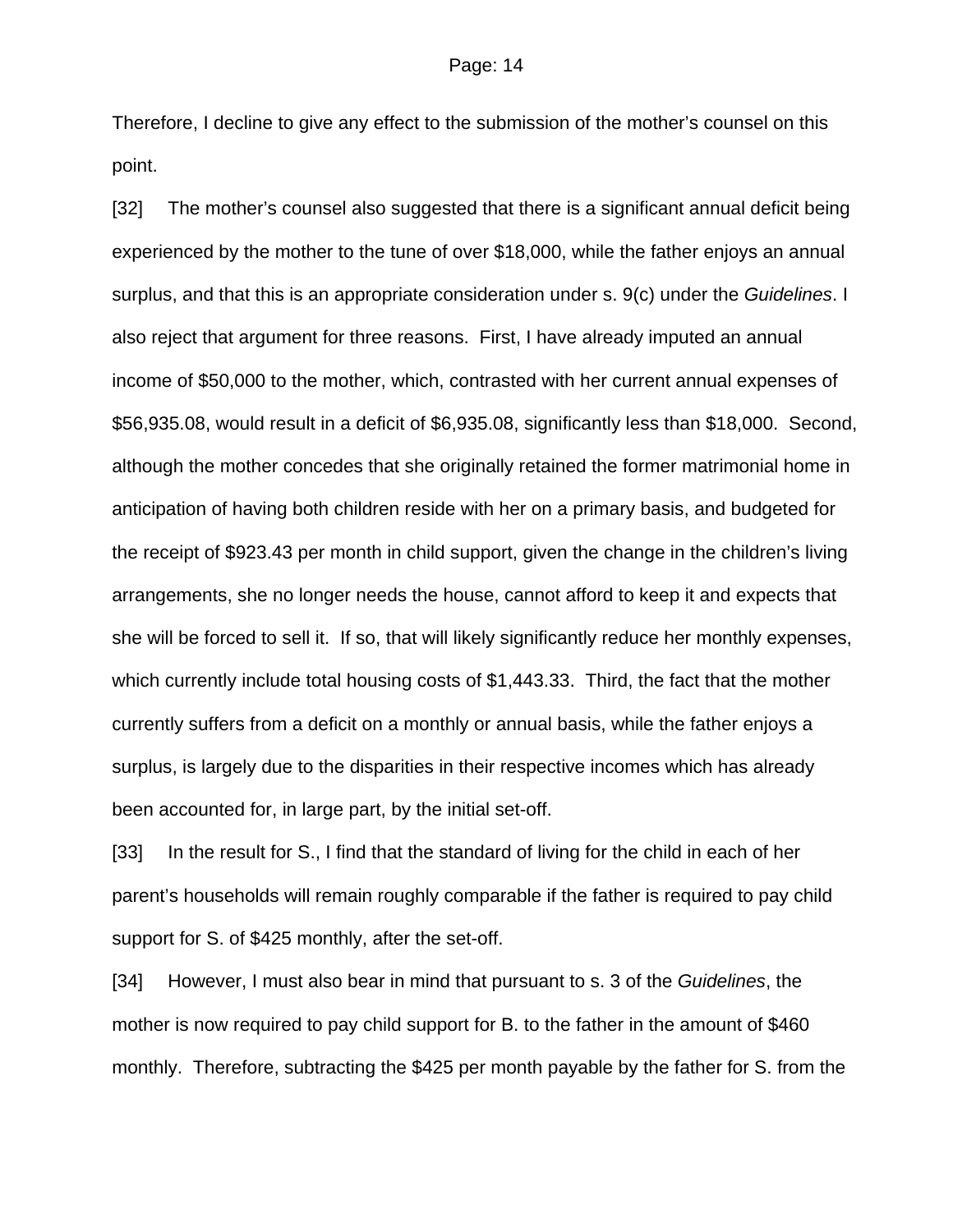Therefore, I decline to give any effect to the submission of the mother's counsel on this point.

[32] The mother's counsel also suggested that there is a significant annual deficit being experienced by the mother to the tune of over $18,000, while the father enjoys an annual surplus, and that this is an appropriate consideration under s. 9(c) under the *Guidelines*. I also reject that argument for three reasons. First, I have already imputed an annual income of $50,000 to the mother, which, contrasted with her current annual expenses of $56,935.08, would result in a deficit of $6,935.08, significantly less than $18,000. Second, although the mother concedes that she originally retained the former matrimonial home in anticipation of having both children reside with her on a primary basis, and budgeted for the receipt of $923.43 per month in child support, given the change in the children's living arrangements, she no longer needs the house, cannot afford to keep it and expects that she will be forced to sell it. If so, that will likely significantly reduce her monthly expenses, which currently include total housing costs of $1,443.33. Third, the fact that the mother currently suffers from a deficit on a monthly or annual basis, while the father enjoys a surplus, is largely due to the disparities in their respective incomes which has already been accounted for, in large part, by the initial set-off.

[33] In the result for S., I find that the standard of living for the child in each of her parent's households will remain roughly comparable if the father is required to pay child support for S. of $425 monthly, after the set-off.

[34] However, I must also bear in mind that pursuant to s. 3 of the *Guidelines*, the mother is now required to pay child support for B. to the father in the amount of $460 monthly. Therefore, subtracting the $425 per month payable by the father for S. from the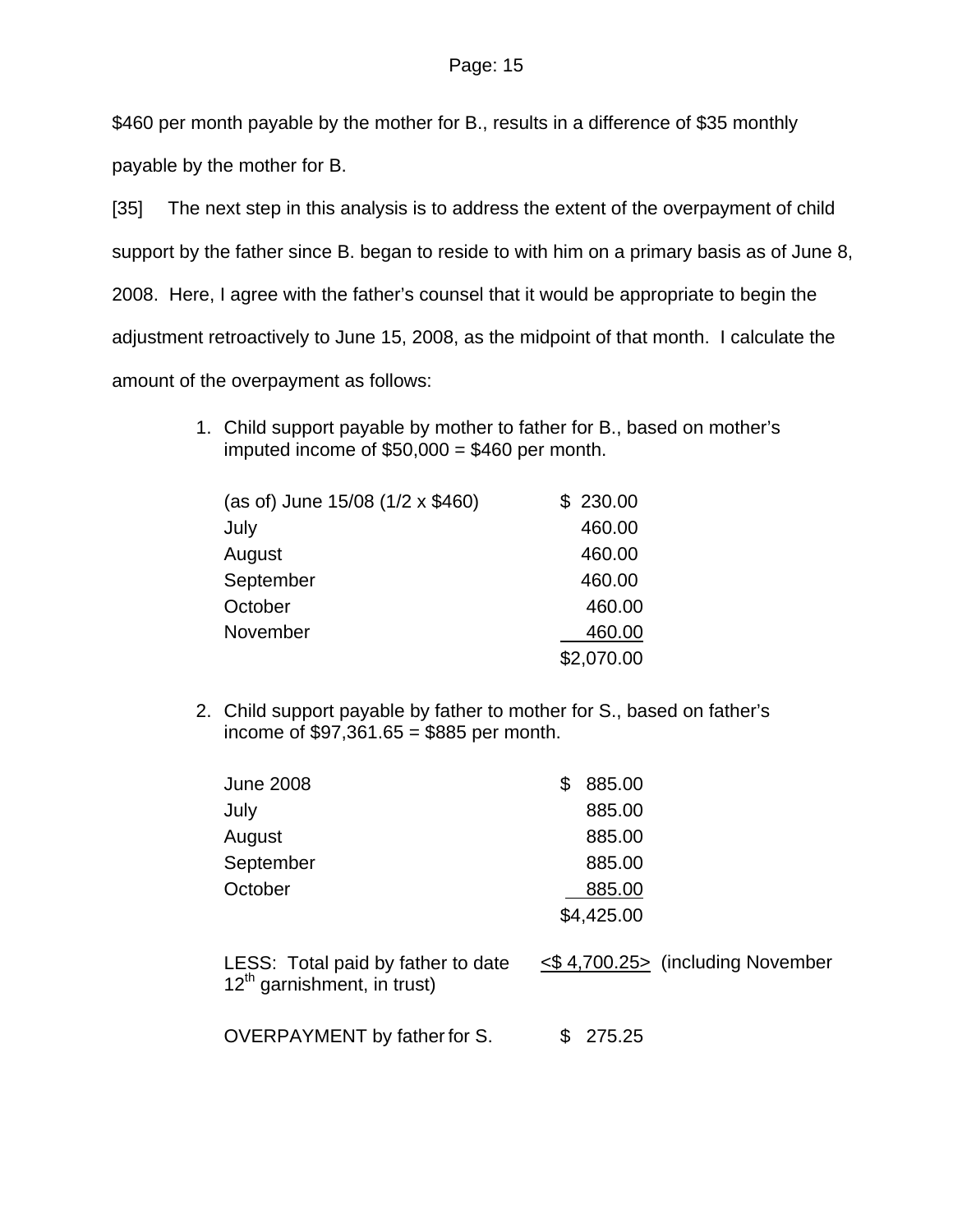$460 per month payable by the mother for B., results in a difference of $35 monthly payable by the mother for B.

[35] The next step in this analysis is to address the extent of the overpayment of child support by the father since B. began to reside to with him on a primary basis as of June 8, 2008. Here, I agree with the father's counsel that it would be appropriate to begin the adjustment retroactively to June 15, 2008, as the midpoint of that month. I calculate the amount of the overpayment as follows:

1. Child support payable by mother to father for B., based on mother's imputed income of $50,000 = $460 per month.

| | |
|---|---|
| (as of) June 15/08 (1/2 x $460) | $ 230.00 |
| July | 460.00 |
| August | 460.00 |
| September | 460.00 |
| October | 460.00 |
| November | 460.00 |
| | $2,070.00 |

2. Child support payable by father to mother for S., based on father's income of $97,361.65 = $885 per month.

| | | |
|---|---|---|
| June 2008 | $ 885.00 | |
| July | 885.00 | |
| August | 885.00 | |
| September | 885.00 | |
| October | 885.00 | |
| | $4,425.00 | |
| LESS: Total paid by father to date 12th garnishment, in trust) | <$ 4,700.25> | (including November |
| OVERPAYMENT by father for S. | $ 275.25 | |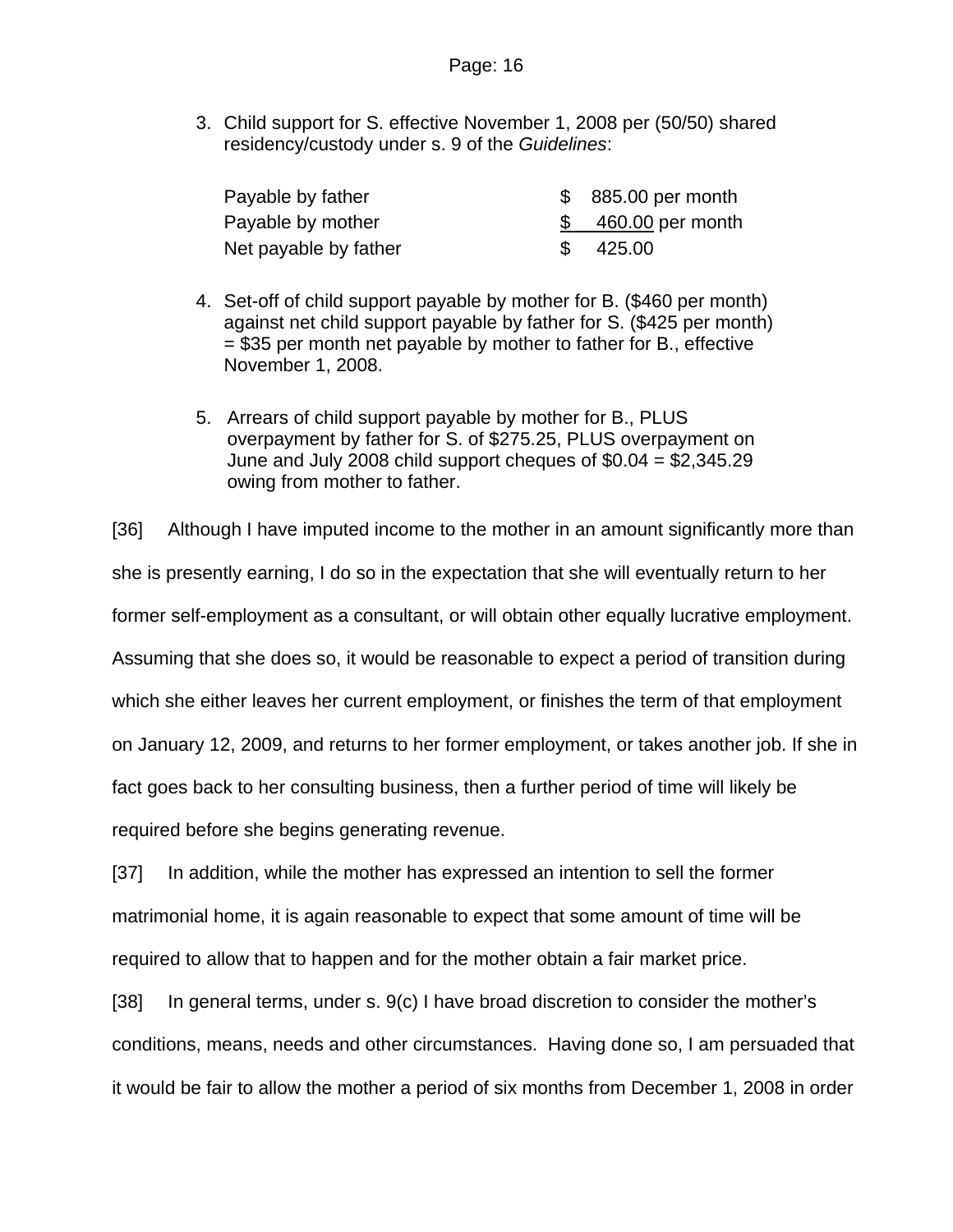3. Child support for S. effective November 1, 2008 per (50/50) shared residency/custody under s. 9 of the *Guidelines*:

| | |
|---|---|
| Payable by father | $ 885.00 per month |
| Payable by mother | $ 460.00 per month |
| Net payable by father | $ 425.00 |

4. Set-off of child support payable by mother for B. ($460 per month) against net child support payable by father for S. ($425 per month) = $35 per month net payable by mother to father for B., effective November 1, 2008.

5. Arrears of child support payable by mother for B., PLUS overpayment by father for S. of $275.25, PLUS overpayment on June and July 2008 child support cheques of $0.04 = $2,345.29 owing from mother to father.

[36] Although I have imputed income to the mother in an amount significantly more than she is presently earning, I do so in the expectation that she will eventually return to her former self-employment as a consultant, or will obtain other equally lucrative employment. Assuming that she does so, it would be reasonable to expect a period of transition during which she either leaves her current employment, or finishes the term of that employment on January 12, 2009, and returns to her former employment, or takes another job. If she in fact goes back to her consulting business, then a further period of time will likely be required before she begins generating revenue.

[37] In addition, while the mother has expressed an intention to sell the former matrimonial home, it is again reasonable to expect that some amount of time will be required to allow that to happen and for the mother obtain a fair market price.

[38] In general terms, under s. 9(c) I have broad discretion to consider the mother's conditions, means, needs and other circumstances. Having done so, I am persuaded that it would be fair to allow the mother a period of six months from December 1, 2008 in order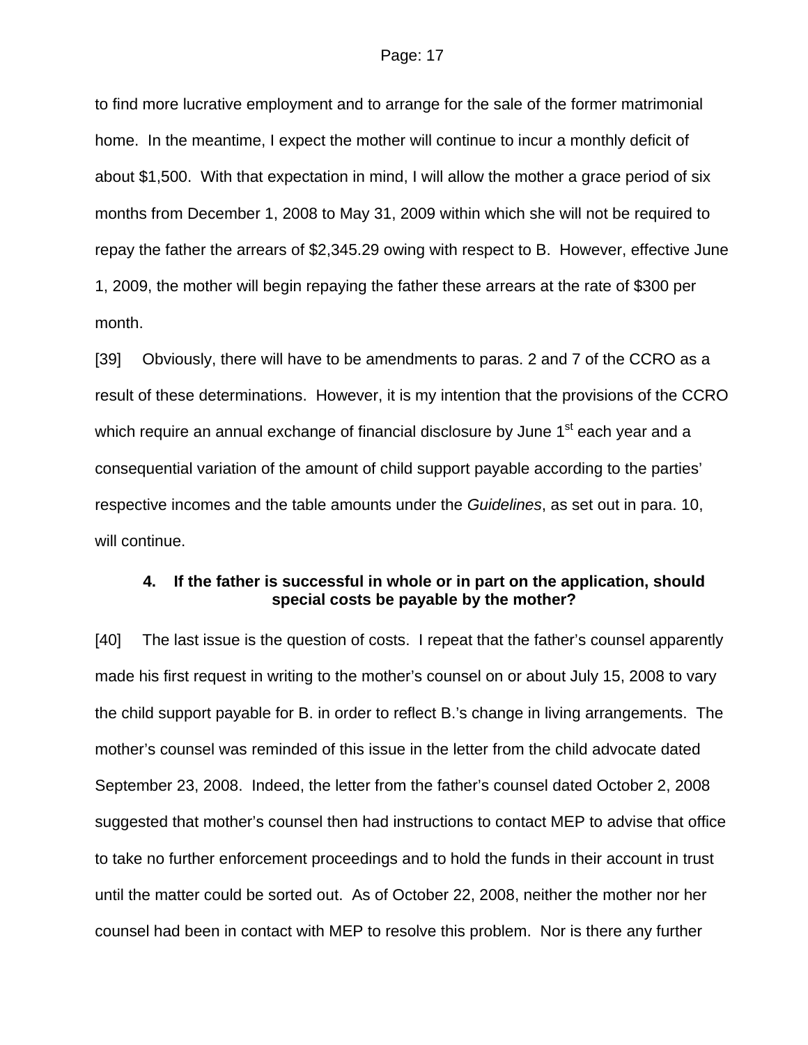to find more lucrative employment and to arrange for the sale of the former matrimonial home. In the meantime, I expect the mother will continue to incur a monthly deficit of about $1,500. With that expectation in mind, I will allow the mother a grace period of six months from December 1, 2008 to May 31, 2009 within which she will not be required to repay the father the arrears of $2,345.29 owing with respect to B. However, effective June 1, 2009, the mother will begin repaying the father these arrears at the rate of $300 per month.

[39] Obviously, there will have to be amendments to paras. 2 and 7 of the CCRO as a result of these determinations. However, it is my intention that the provisions of the CCRO which require an annual exchange of financial disclosure by June 1st each year and a consequential variation of the amount of child support payable according to the parties' respective incomes and the table amounts under the *Guidelines*, as set out in para. 10, will continue.

### 4. If the father is successful in whole or in part on the application, should special costs be payable by the mother?

[40] The last issue is the question of costs. I repeat that the father's counsel apparently made his first request in writing to the mother's counsel on or about July 15, 2008 to vary the child support payable for B. in order to reflect B.'s change in living arrangements. The mother's counsel was reminded of this issue in the letter from the child advocate dated September 23, 2008. Indeed, the letter from the father's counsel dated October 2, 2008 suggested that mother's counsel then had instructions to contact MEP to advise that office to take no further enforcement proceedings and to hold the funds in their account in trust until the matter could be sorted out. As of October 22, 2008, neither the mother nor her counsel had been in contact with MEP to resolve this problem. Nor is there any further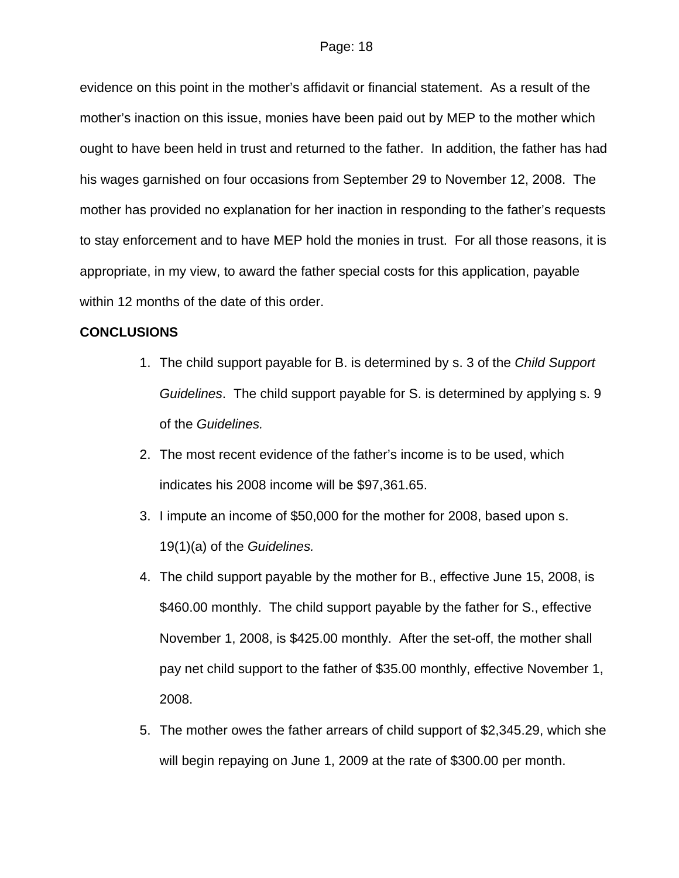evidence on this point in the mother's affidavit or financial statement. As a result of the mother's inaction on this issue, monies have been paid out by MEP to the mother which ought to have been held in trust and returned to the father. In addition, the father has had his wages garnished on four occasions from September 29 to November 12, 2008. The mother has provided no explanation for her inaction in responding to the father's requests to stay enforcement and to have MEP hold the monies in trust. For all those reasons, it is appropriate, in my view, to award the father special costs for this application, payable within 12 months of the date of this order.

**CONCLUSIONS**

1. The child support payable for B. is determined by s. 3 of the *Child Support Guidelines*. The child support payable for S. is determined by applying s. 9 of the *Guidelines.*
2. The most recent evidence of the father's income is to be used, which indicates his 2008 income will be $97,361.65.
3. I impute an income of $50,000 for the mother for 2008, based upon s. 19(1)(a) of the *Guidelines.*
4. The child support payable by the mother for B., effective June 15, 2008, is $460.00 monthly. The child support payable by the father for S., effective November 1, 2008, is $425.00 monthly. After the set-off, the mother shall pay net child support to the father of $35.00 monthly, effective November 1, 2008.
5. The mother owes the father arrears of child support of $2,345.29, which she will begin repaying on June 1, 2009 at the rate of $300.00 per month.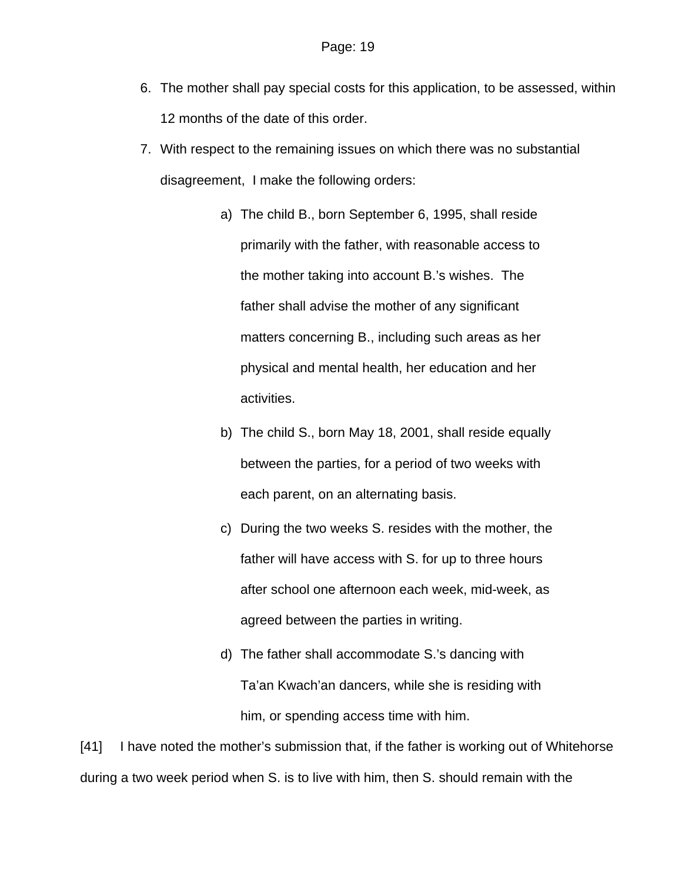6. The mother shall pay special costs for this application, to be assessed, within 12 months of the date of this order.
7. With respect to the remaining issues on which there was no substantial disagreement, I make the following orders:
   a) The child B., born September 6, 1995, shall reside primarily with the father, with reasonable access to the mother taking into account B.'s wishes. The father shall advise the mother of any significant matters concerning B., including such areas as her physical and mental health, her education and her activities.
   b) The child S., born May 18, 2001, shall reside equally between the parties, for a period of two weeks with each parent, on an alternating basis.
   c) During the two weeks S. resides with the mother, the father will have access with S. for up to three hours after school one afternoon each week, mid-week, as agreed between the parties in writing.
   d) The father shall accommodate S.'s dancing with Ta'an Kwach'an dancers, while she is residing with him, or spending access time with him.

[41] I have noted the mother's submission that, if the father is working out of Whitehorse during a two week period when S. is to live with him, then S. should remain with the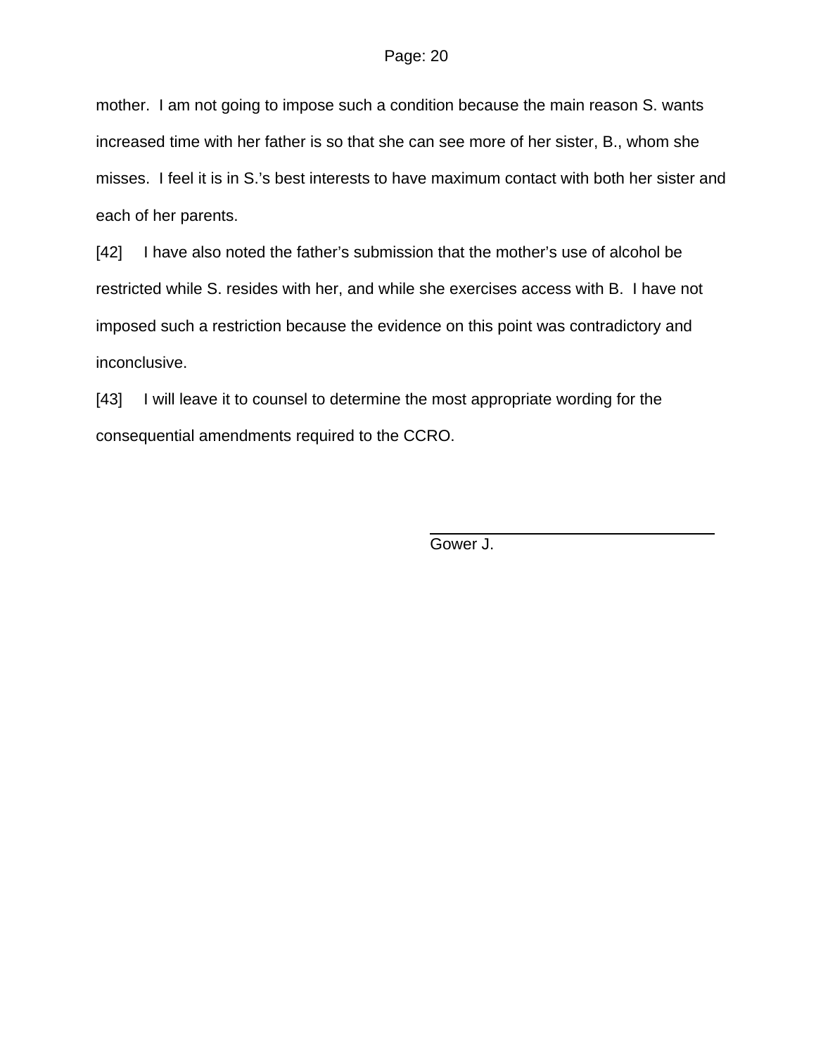mother. I am not going to impose such a condition because the main reason S. wants increased time with her father is so that she can see more of her sister, B., whom she misses. I feel it is in S.'s best interests to have maximum contact with both her sister and each of her parents.

[42] I have also noted the father's submission that the mother's use of alcohol be restricted while S. resides with her, and while she exercises access with B. I have not imposed such a restriction because the evidence on this point was contradictory and inconclusive.

[43] I will leave it to counsel to determine the most appropriate wording for the consequential amendments required to the CCRO.

Gower J.